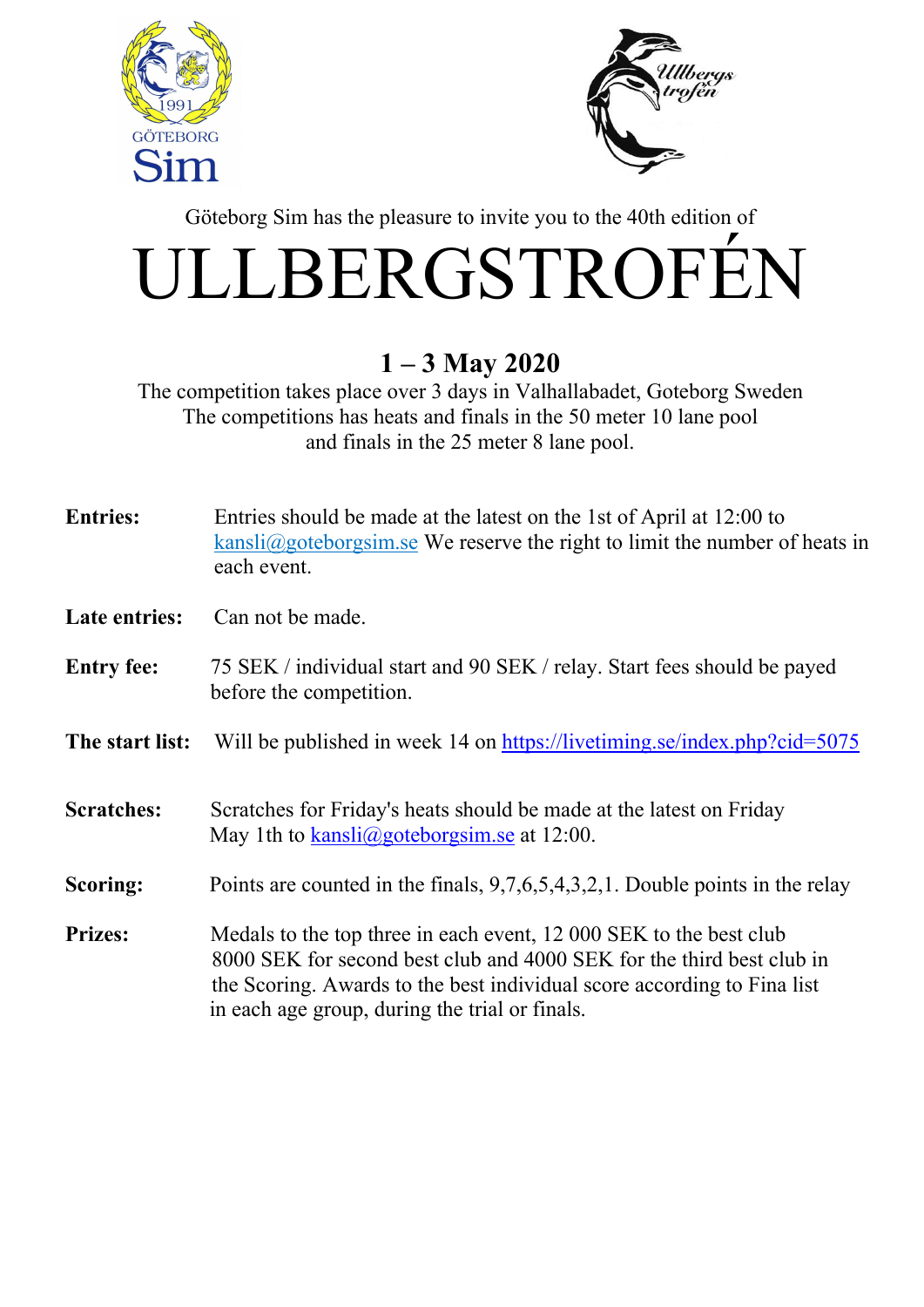Göteborg Sim has the pleasure to invite you to the 40th edition of

# ULLBERGSTROFÉN

## 1 – 3 May 2020

The competition takes place over 3 days in Valhallabadet, Goteborg Sweden
The competitions has heats and finals in the 50 meter 10 lane pool
and finals in the 25 meter 8 lane pool.

**Entries:** Entries should be made at the latest on the 1st of April at 12:00 to kansli@goteborgsim.se We reserve the right to limit the number of heats in each event.

**Late entries:** Can not be made.

**Entry fee:** 75 SEK / individual start and 90 SEK / relay. Start fees should be payed before the competition.

**The start list:** Will be published in week 14 on https://livetiming.se/index.php?cid=5075

**Scratches:** Scratches for Friday's heats should be made at the latest on Friday May 1th to kansli@goteborgsim.se at 12:00.

**Scoring:** Points are counted in the finals, 9,7,6,5,4,3,2,1. Double points in the relay

**Prizes:** Medals to the top three in each event, 12 000 SEK to the best club 8000 SEK for second best club and 4000 SEK for the third best club in the Scoring. Awards to the best individual score according to Fina list in each age group, during the trial or finals.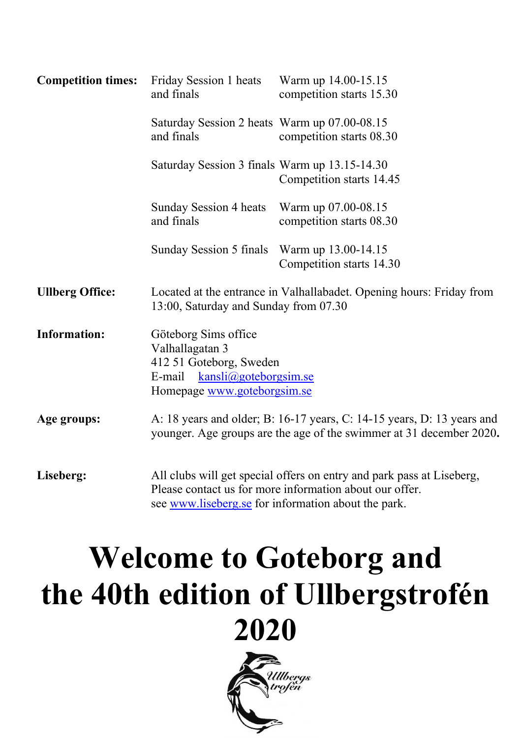| | | |
|---|---|---|
| **Competition times:** | Friday Session 1 heats and finals | Warm up 14.00-15.15 competition starts 15.30 |
| | Saturday Session 2 heats and finals | Warm up 07.00-08.15 competition starts 08.30 |
| | Saturday Session 3 finals | Warm up 13.15-14.30 Competition starts 14.45 |
| | Sunday Session 4 heats and finals | Warm up 07.00-08.15 competition starts 08.30 |
| | Sunday Session 5 finals | Warm up 13.00-14.15 Competition starts 14.30 |

**Ullberg Office:** Located at the entrance in Valhallabadet. Opening hours: Friday from 13:00, Saturday and Sunday from 07.30

**Information:** Göteborg Sims office
Valhallagatan 3
412 51 Goteborg, Sweden
E-mail kansli@goteborgsim.se
Homepage www.goteborgsim.se

**Age groups:** A: 18 years and older; B: 16-17 years, C: 14-15 years, D: 13 years and younger. Age groups are the age of the swimmer at 31 december 2020**.**

**Liseberg:** All clubs will get special offers on entry and park pass at Liseberg, Please contact us for more information about our offer.
see www.liseberg.se for information about the park.

# Welcome to Goteborg and the 40th edition of Ullbergstrofén 2020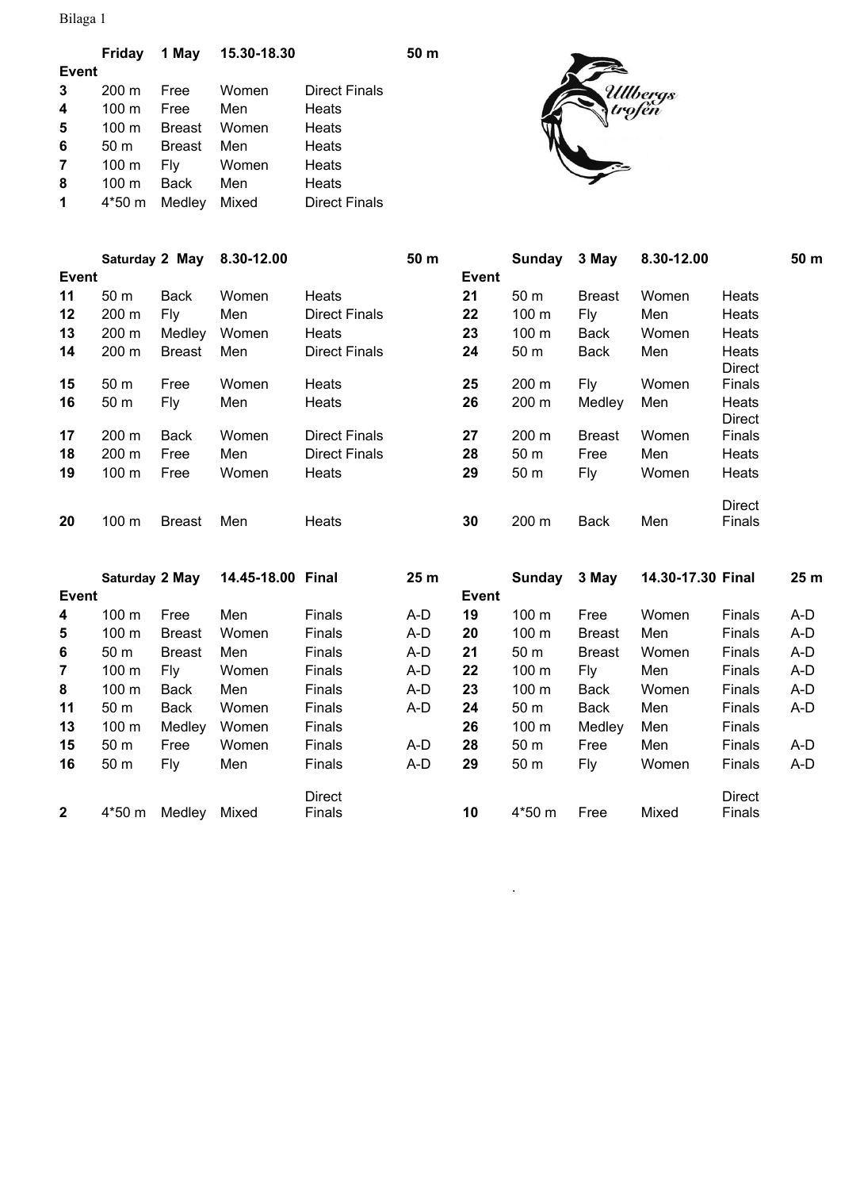Bilaga 1

| | Friday | 1 May | 15.30-18.30 | | 50 m |
|---|---|---|---|---|---|
| **Event** | | | | | |
| **3** | 200 m | Free | Women | Direct Finals | |
| **4** | 100 m | Free | Men | Heats | |
| **5** | 100 m | Breast | Women | Heats | |
| **6** | 50 m | Breast | Men | Heats | |
| **7** | 100 m | Fly | Women | Heats | |
| **8** | 100 m | Back | Men | Heats | |
| **1** | 4*50 m | Medley | Mixed | Direct Finals | |

| | Saturday 2 | May | 8.30-12.00 | | 50 m |
|---|---|---|---|---|---|
| **Event** | | | | | |
| **11** | 50 m | Back | Women | Heats | |
| **12** | 200 m | Fly | Men | Direct Finals | |
| **13** | 200 m | Medley | Women | Heats | |
| **14** | 200 m | Breast | Men | Direct Finals | |
| **15** | 50 m | Free | Women | Heats | |
| **16** | 50 m | Fly | Men | Heats | |
| **17** | 200 m | Back | Women | Direct Finals | |
| **18** | 200 m | Free | Men | Direct Finals | |
| **19** | 100 m | Free | Women | Heats | |
| **20** | 100 m | Breast | Men | Heats | |

| | Sunday | 3 May | 8.30-12.00 | | 50 m |
|---|---|---|---|---|---|
| **Event** | | | | | |
| **21** | 50 m | Breast | Women | Heats | |
| **22** | 100 m | Fly | Men | Heats | |
| **23** | 100 m | Back | Women | Heats | |
| **24** | 50 m | Back | Men | Heats | |
| **25** | 200 m | Fly | Women | Direct Finals | |
| **26** | 200 m | Medley | Men | Heats | |
| **27** | 200 m | Breast | Women | Direct Finals | |
| **28** | 50 m | Free | Men | Heats | |
| **29** | 50 m | Fly | Women | Heats | |
| **30** | 200 m | Back | Men | Direct Finals | |

| | Saturday 2 | May | 14.45-18.00 | Final | 25 m |
|---|---|---|---|---|---|
| **Event** | | | | | |
| **4** | 100 m | Free | Men | Finals | A-D |
| **5** | 100 m | Breast | Women | Finals | A-D |
| **6** | 50 m | Breast | Men | Finals | A-D |
| **7** | 100 m | Fly | Women | Finals | A-D |
| **8** | 100 m | Back | Men | Finals | A-D |
| **11** | 50 m | Back | Women | Finals | A-D |
| **13** | 100 m | Medley | Women | Finals | |
| **15** | 50 m | Free | Women | Finals | A-D |
| **16** | 50 m | Fly | Men | Finals | A-D |
| **2** | 4*50 m | Medley | Mixed | Direct Finals | |

| | Sunday | 3 May | 14.30-17.30 | Final | 25 m |
|---|---|---|---|---|---|
| **Event** | | | | | |
| **19** | 100 m | Free | Women | Finals | A-D |
| **20** | 100 m | Breast | Men | Finals | A-D |
| **21** | 50 m | Breast | Women | Finals | A-D |
| **22** | 100 m | Fly | Men | Finals | A-D |
| **23** | 100 m | Back | Women | Finals | A-D |
| **24** | 50 m | Back | Men | Finals | A-D |
| **26** | 100 m | Medley | Men | Finals | |
| **28** | 50 m | Free | Men | Finals | A-D |
| **29** | 50 m | Fly | Women | Finals | A-D |
| **10** | 4*50 m | Free | Mixed | Direct Finals | |